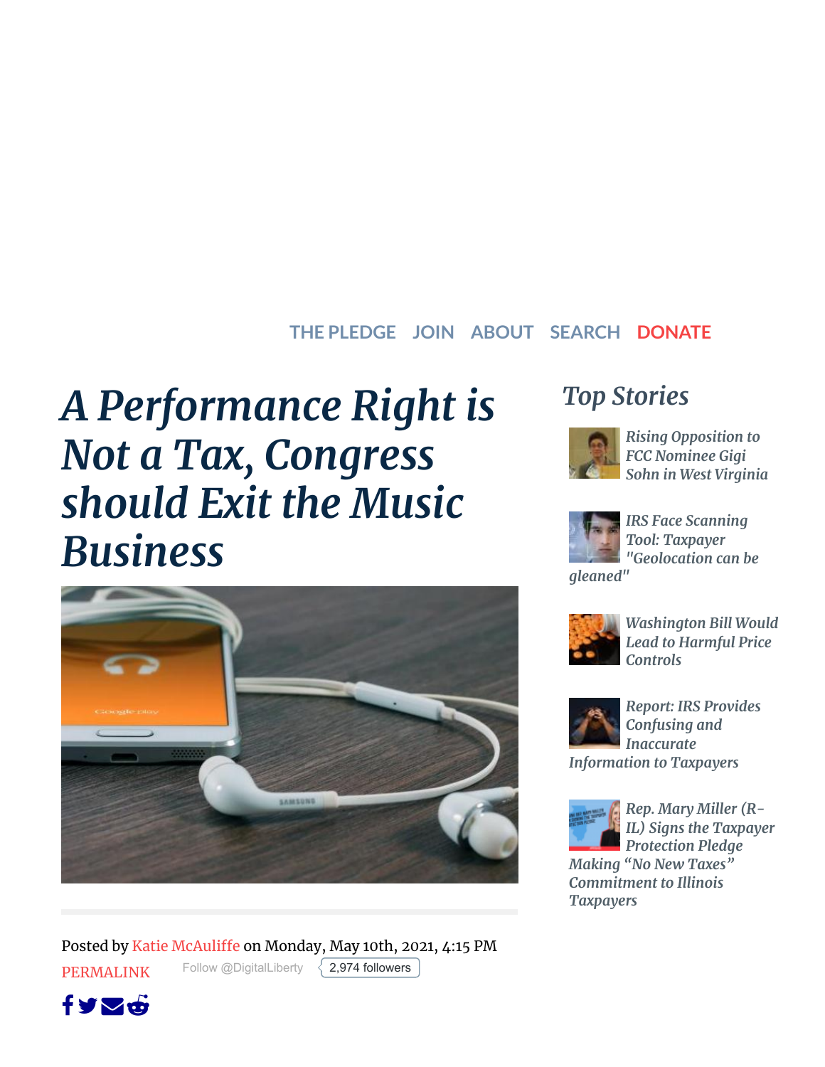THE PLEDGE JOIN ABOUT SEARCH DONATE

# A Performance Right is Not a Tax, Congress should Exit the Music Business

Posted by Katie McAuliffe on Monday, May 10th, 2021, 4:15 PM

PERMALINK

Follow @DigitalLiberty 2,974 followers

## Top Stories

- Rising Opposition to FCC Nominee Gigi Sohn in West Virginia
- IRS Face Scanning Tool: Taxpayer "Geolocation can be gleaned"
- Washington Bill Would Lead to Harmful Price Controls
- Report: IRS Provides Confusing and Inaccurate Information to Taxpayers
- Rep. Mary Miller (R-IL) Signs the Taxpayer Protection Pledge Making "No New Taxes" Commitment to Illinois Taxpayers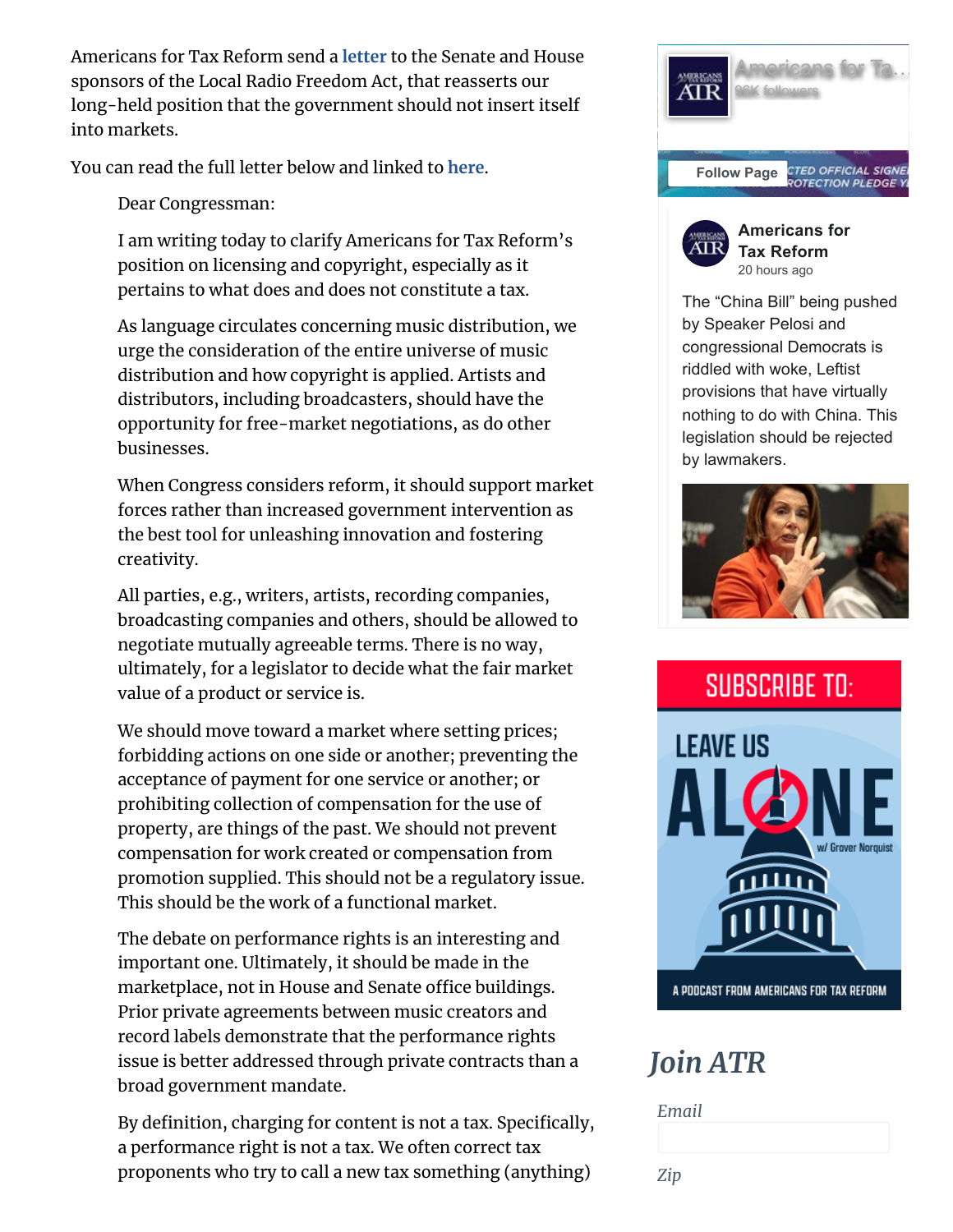Americans for Tax Reform send a letter to the Senate and House sponsors of the Local Radio Freedom Act, that reasserts our long-held position that the government should not insert itself into markets.

You can read the full letter below and linked to here.

> Dear Congressman:
>
> I am writing today to clarify Americans for Tax Reform's position on licensing and copyright, especially as it pertains to what does and does not constitute a tax.
>
> As language circulates concerning music distribution, we urge the consideration of the entire universe of music distribution and how copyright is applied. Artists and distributors, including broadcasters, should have the opportunity for free-market negotiations, as do other businesses.
>
> When Congress considers reform, it should support market forces rather than increased government intervention as the best tool for unleashing innovation and fostering creativity.
>
> All parties, e.g., writers, artists, recording companies, broadcasting companies and others, should be allowed to negotiate mutually agreeable terms. There is no way, ultimately, for a legislator to decide what the fair market value of a product or service is.
>
> We should move toward a market where setting prices; forbidding actions on one side or another; preventing the acceptance of payment for one service or another; or prohibiting collection of compensation for the use of property, are things of the past. We should not prevent compensation for work created or compensation from promotion supplied. This should not be a regulatory issue. This should be the work of a functional market.
>
> The debate on performance rights is an interesting and important one. Ultimately, it should be made in the marketplace, not in House and Senate office buildings. Prior private agreements between music creators and record labels demonstrate that the performance rights issue is better addressed through private contracts than a broad government mandate.
>
> By definition, charging for content is not a tax. Specifically, a performance right is not a tax. We often correct tax proponents who try to call a new tax something (anything)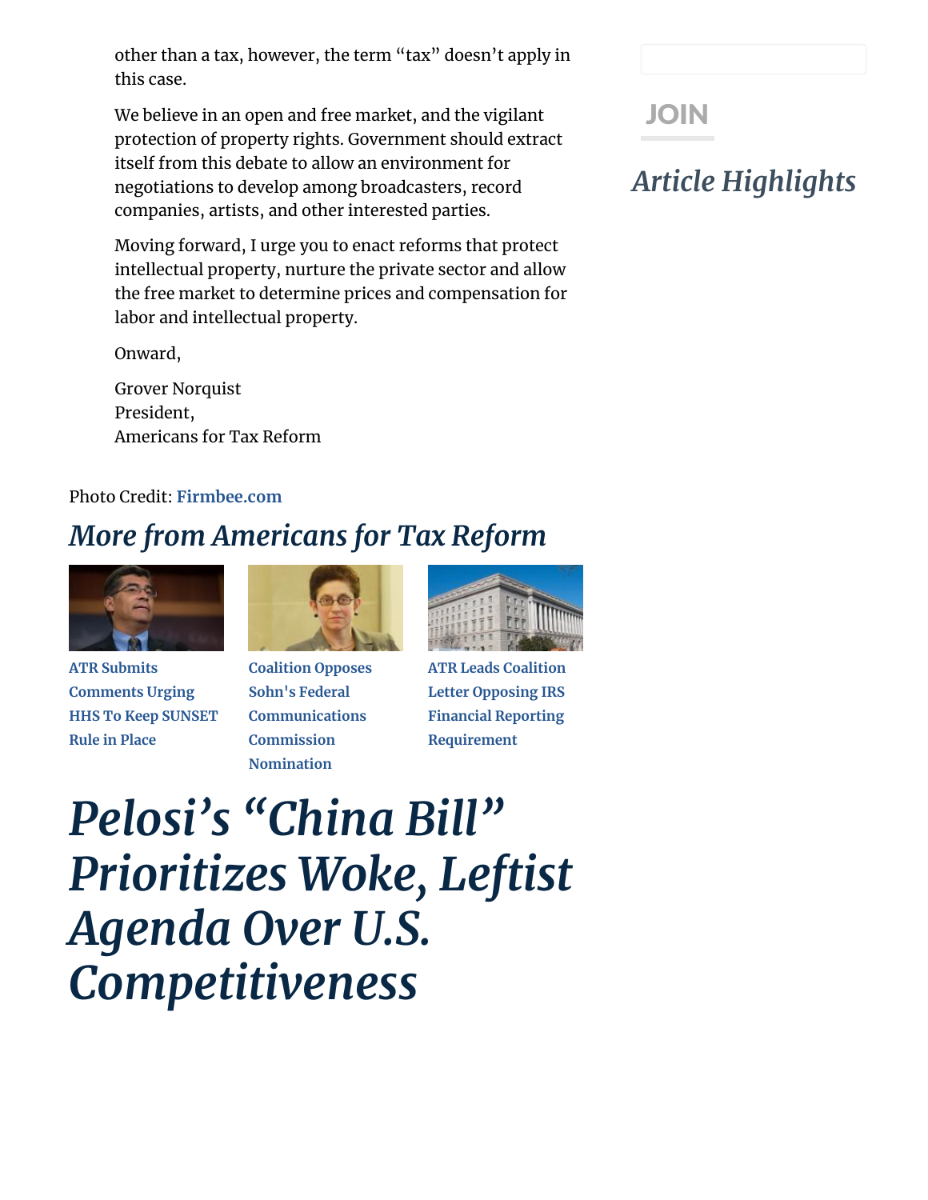other than a tax, however, the term "tax" doesn't apply in this case.

We believe in an open and free market, and the vigilant protection of property rights. Government should extract itself from this debate to allow an environment for negotiations to develop among broadcasters, record companies, artists, and other interested parties.

Moving forward, I urge you to enact reforms that protect intellectual property, nurture the private sector and allow the free market to determine prices and compensation for labor and intellectual property.

Onward,

Grover Norquist
President,
Americans for Tax Reform

JOIN

## Article Highlights

Photo Credit: **Firmbee.com**

## *More from Americans for Tax Reform*

**ATR Submits Comments Urging HHS To Keep SUNSET Rule in Place**

**Coalition Opposes Sohn's Federal Communications Commission Nomination**

**ATR Leads Coalition Letter Opposing IRS Financial Reporting Requirement**

# *Pelosi's "China Bill" Prioritizes Woke, Leftist Agenda Over U.S. Competitiveness*